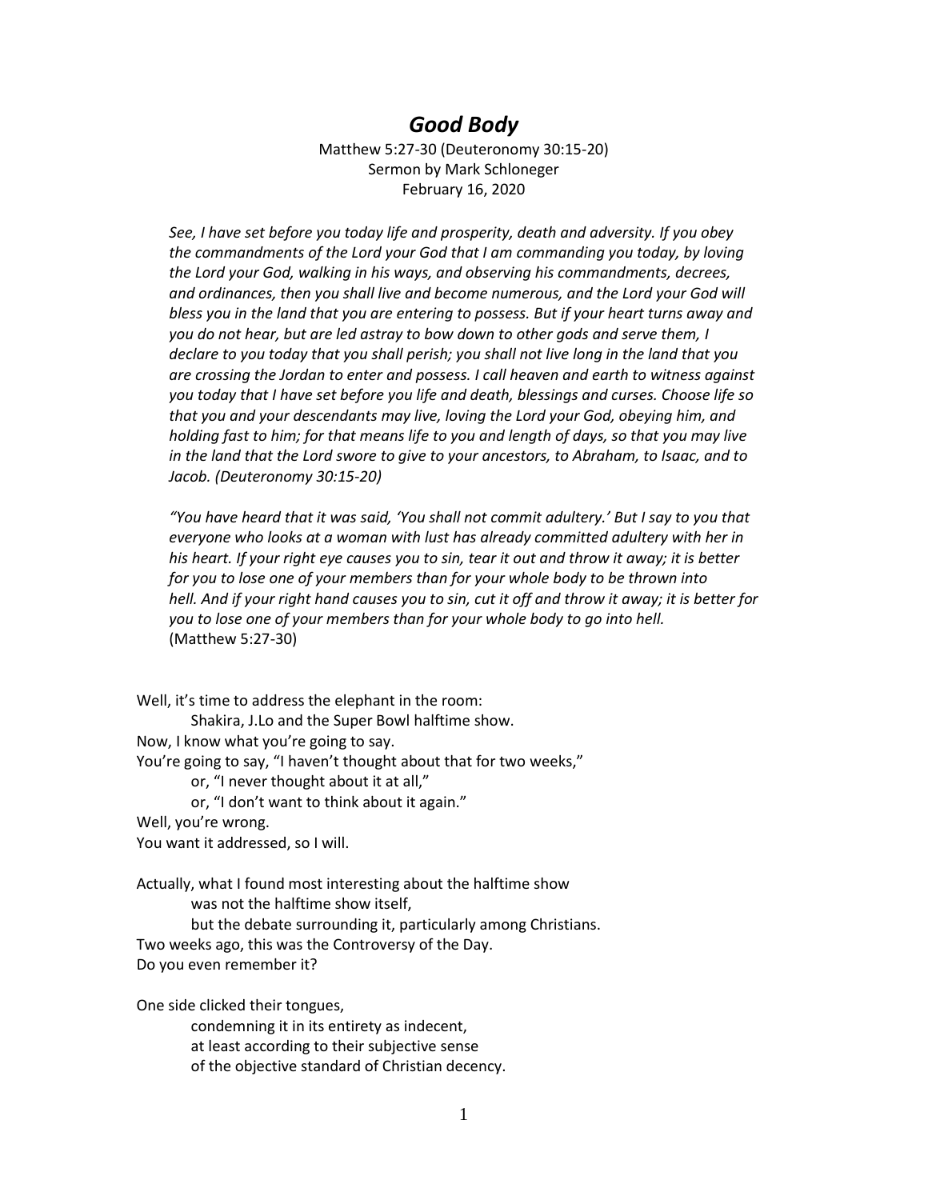# *Good Body*

Matthew 5:27-30 (Deuteronomy 30:15-20)
Sermon by Mark Schloneger
February 16, 2020

> *See, I have set before you today life and prosperity, death and adversity. If you obey the commandments of the Lord your God that I am commanding you today, by loving the Lord your God, walking in his ways, and observing his commandments, decrees, and ordinances, then you shall live and become numerous, and the Lord your God will bless you in the land that you are entering to possess. But if your heart turns away and you do not hear, but are led astray to bow down to other gods and serve them, I declare to you today that you shall perish; you shall not live long in the land that you are crossing the Jordan to enter and possess. I call heaven and earth to witness against you today that I have set before you life and death, blessings and curses. Choose life so that you and your descendants may live, loving the Lord your God, obeying him, and holding fast to him; for that means life to you and length of days, so that you may live in the land that the Lord swore to give to your ancestors, to Abraham, to Isaac, and to Jacob. (Deuteronomy 30:15-20)*

> *"You have heard that it was said, 'You shall not commit adultery.' But I say to you that everyone who looks at a woman with lust has already committed adultery with her in his heart. If your right eye causes you to sin, tear it out and throw it away; it is better for you to lose one of your members than for your whole body to be thrown into hell. And if your right hand causes you to sin, cut it off and throw it away; it is better for you to lose one of your members than for your whole body to go into hell.*
> (Matthew 5:27-30)

Well, it's time to address the elephant in the room:
Shakira, J.Lo and the Super Bowl halftime show.
Now, I know what you're going to say.
You're going to say, "I haven't thought about that for two weeks,"
or, "I never thought about it at all,"
or, "I don't want to think about it again."
Well, you're wrong.
You want it addressed, so I will.

Actually, what I found most interesting about the halftime show
was not the halftime show itself,
but the debate surrounding it, particularly among Christians.
Two weeks ago, this was the Controversy of the Day.
Do you even remember it?

One side clicked their tongues,
condemning it in its entirety as indecent,
at least according to their subjective sense
of the objective standard of Christian decency.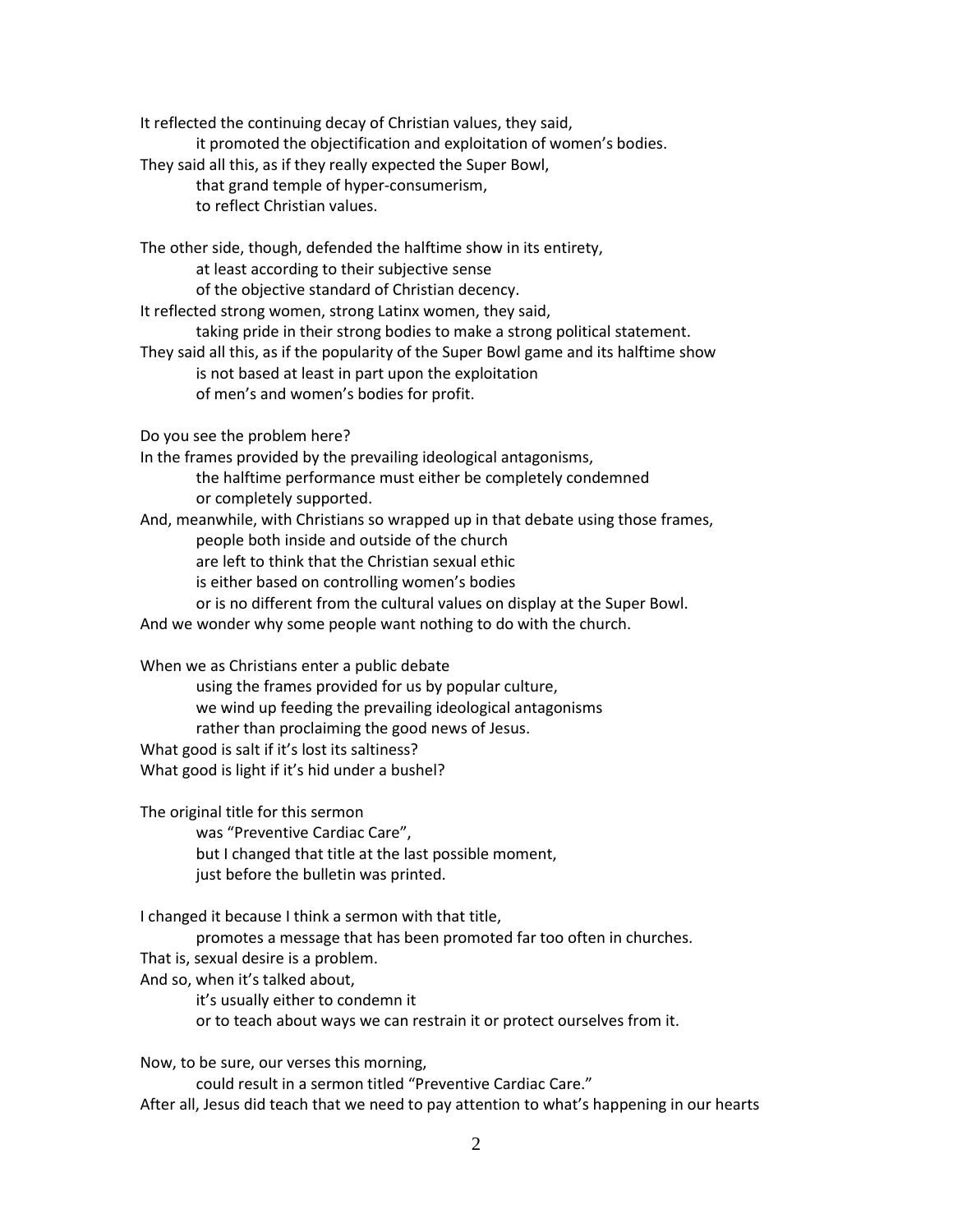It reflected the continuing decay of Christian values, they said,
it promoted the objectification and exploitation of women's bodies.
They said all this, as if they really expected the Super Bowl,
that grand temple of hyper-consumerism,
to reflect Christian values.

The other side, though, defended the halftime show in its entirety,
at least according to their subjective sense
of the objective standard of Christian decency.
It reflected strong women, strong Latinx women, they said,
taking pride in their strong bodies to make a strong political statement.
They said all this, as if the popularity of the Super Bowl game and its halftime show
is not based at least in part upon the exploitation
of men's and women's bodies for profit.

Do you see the problem here?
In the frames provided by the prevailing ideological antagonisms,
the halftime performance must either be completely condemned
or completely supported.
And, meanwhile, with Christians so wrapped up in that debate using those frames,
people both inside and outside of the church
are left to think that the Christian sexual ethic
is either based on controlling women's bodies
or is no different from the cultural values on display at the Super Bowl.
And we wonder why some people want nothing to do with the church.

When we as Christians enter a public debate
using the frames provided for us by popular culture,
we wind up feeding the prevailing ideological antagonisms
rather than proclaiming the good news of Jesus.
What good is salt if it's lost its saltiness?
What good is light if it's hid under a bushel?

The original title for this sermon
was "Preventive Cardiac Care",
but I changed that title at the last possible moment,
just before the bulletin was printed.

I changed it because I think a sermon with that title,
promotes a message that has been promoted far too often in churches.
That is, sexual desire is a problem.
And so, when it's talked about,
it's usually either to condemn it
or to teach about ways we can restrain it or protect ourselves from it.

Now, to be sure, our verses this morning,
could result in a sermon titled "Preventive Cardiac Care."
After all, Jesus did teach that we need to pay attention to what's happening in our hearts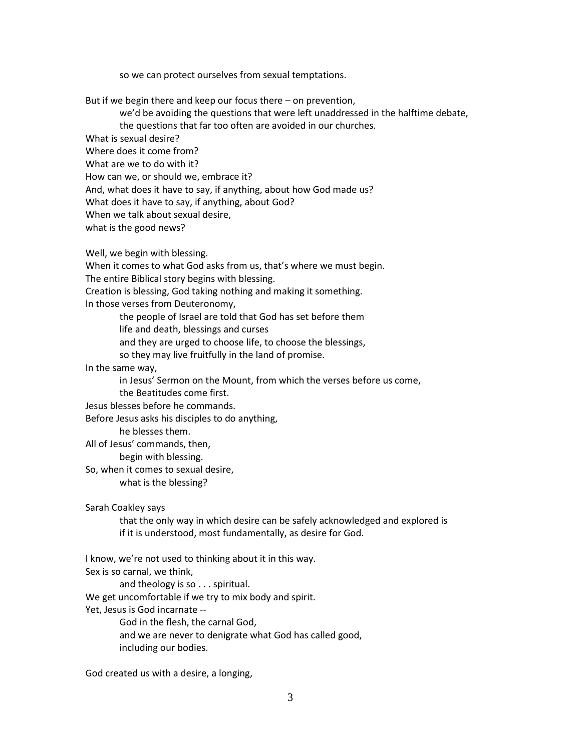so we can protect ourselves from sexual temptations.

But if we begin there and keep our focus there – on prevention,
we'd be avoiding the questions that were left unaddressed in the halftime debate,
the questions that far too often are avoided in our churches.
What is sexual desire?
Where does it come from?
What are we to do with it?
How can we, or should we, embrace it?
And, what does it have to say, if anything, about how God made us?
What does it have to say, if anything, about God?
When we talk about sexual desire,
what is the good news?

Well, we begin with blessing.
When it comes to what God asks from us, that's where we must begin.
The entire Biblical story begins with blessing.
Creation is blessing, God taking nothing and making it something.
In those verses from Deuteronomy,
the people of Israel are told that God has set before them
life and death, blessings and curses
and they are urged to choose life, to choose the blessings,
so they may live fruitfully in the land of promise.
In the same way,
in Jesus' Sermon on the Mount, from which the verses before us come,
the Beatitudes come first.
Jesus blesses before he commands.
Before Jesus asks his disciples to do anything,
he blesses them.
All of Jesus' commands, then,
begin with blessing.
So, when it comes to sexual desire,
what is the blessing?

Sarah Coakley says
that the only way in which desire can be safely acknowledged and explored is
if it is understood, most fundamentally, as desire for God.

I know, we're not used to thinking about it in this way.
Sex is so carnal, we think,
and theology is so . . . spiritual.
We get uncomfortable if we try to mix body and spirit.
Yet, Jesus is God incarnate --
God in the flesh, the carnal God,
and we are never to denigrate what God has called good,
including our bodies.

God created us with a desire, a longing,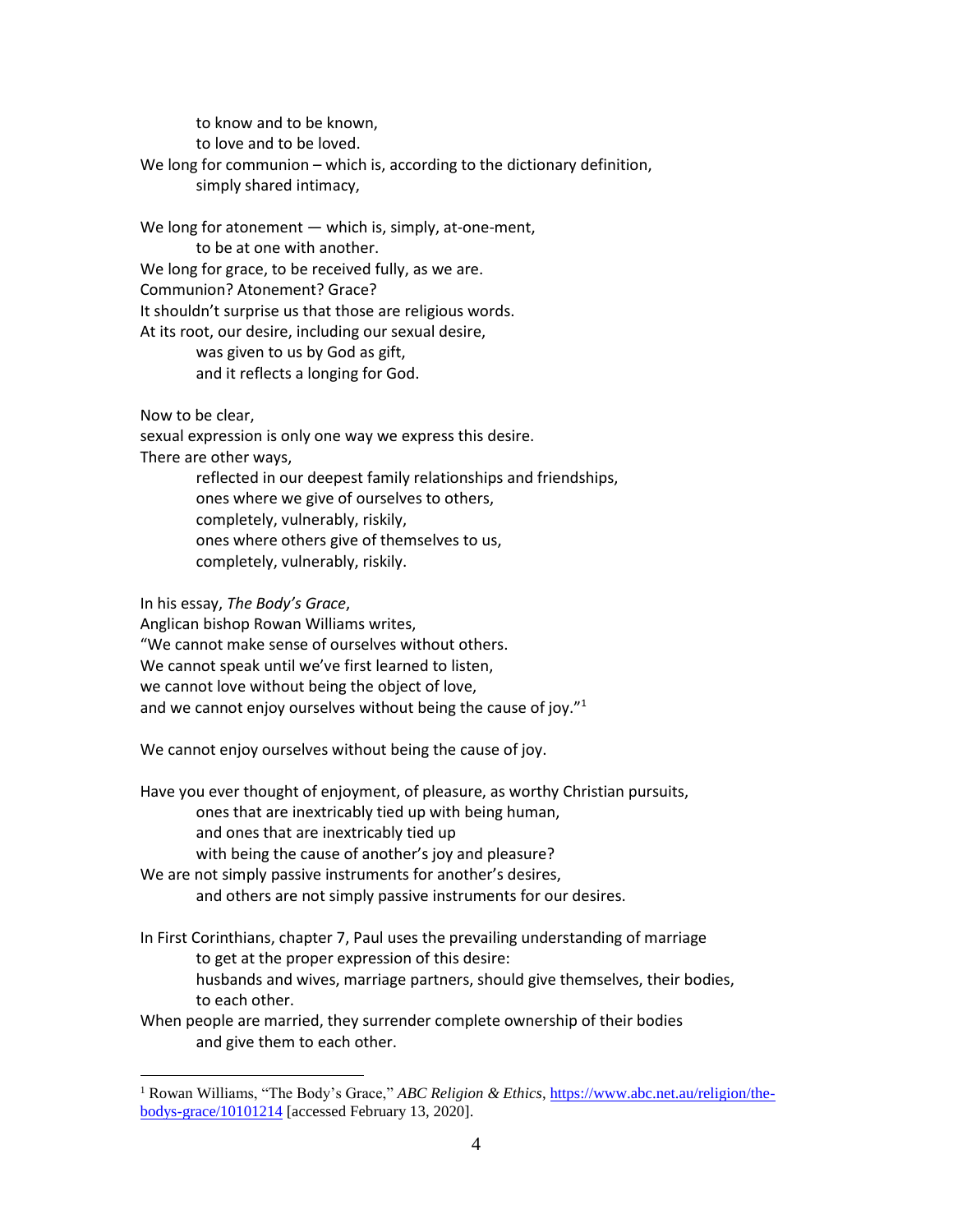to know and to be known,
to love and to be loved.
We long for communion – which is, according to the dictionary definition,
simply shared intimacy,

We long for atonement — which is, simply, at-one-ment,
to be at one with another.
We long for grace, to be received fully, as we are.
Communion? Atonement? Grace?
It shouldn't surprise us that those are religious words.
At its root, our desire, including our sexual desire,
was given to us by God as gift,
and it reflects a longing for God.

Now to be clear,
sexual expression is only one way we express this desire.
There are other ways,
reflected in our deepest family relationships and friendships,
ones where we give of ourselves to others,
completely, vulnerably, riskily,
ones where others give of themselves to us,
completely, vulnerably, riskily.

In his essay, *The Body's Grace*,
Anglican bishop Rowan Williams writes,
"We cannot make sense of ourselves without others.
We cannot speak until we've first learned to listen,
we cannot love without being the object of love,
and we cannot enjoy ourselves without being the cause of joy."[1]

We cannot enjoy ourselves without being the cause of joy.

Have you ever thought of enjoyment, of pleasure, as worthy Christian pursuits,
ones that are inextricably tied up with being human,
and ones that are inextricably tied up
with being the cause of another's joy and pleasure?
We are not simply passive instruments for another's desires,
and others are not simply passive instruments for our desires.

In First Corinthians, chapter 7, Paul uses the prevailing understanding of marriage
to get at the proper expression of this desire:
husbands and wives, marriage partners, should give themselves, their bodies,
to each other.
When people are married, they surrender complete ownership of their bodies
and give them to each other.

---

[1] Rowan Williams, "The Body's Grace," *ABC Religion & Ethics*, https://www.abc.net.au/religion/the-bodys-grace/10101214 [accessed February 13, 2020].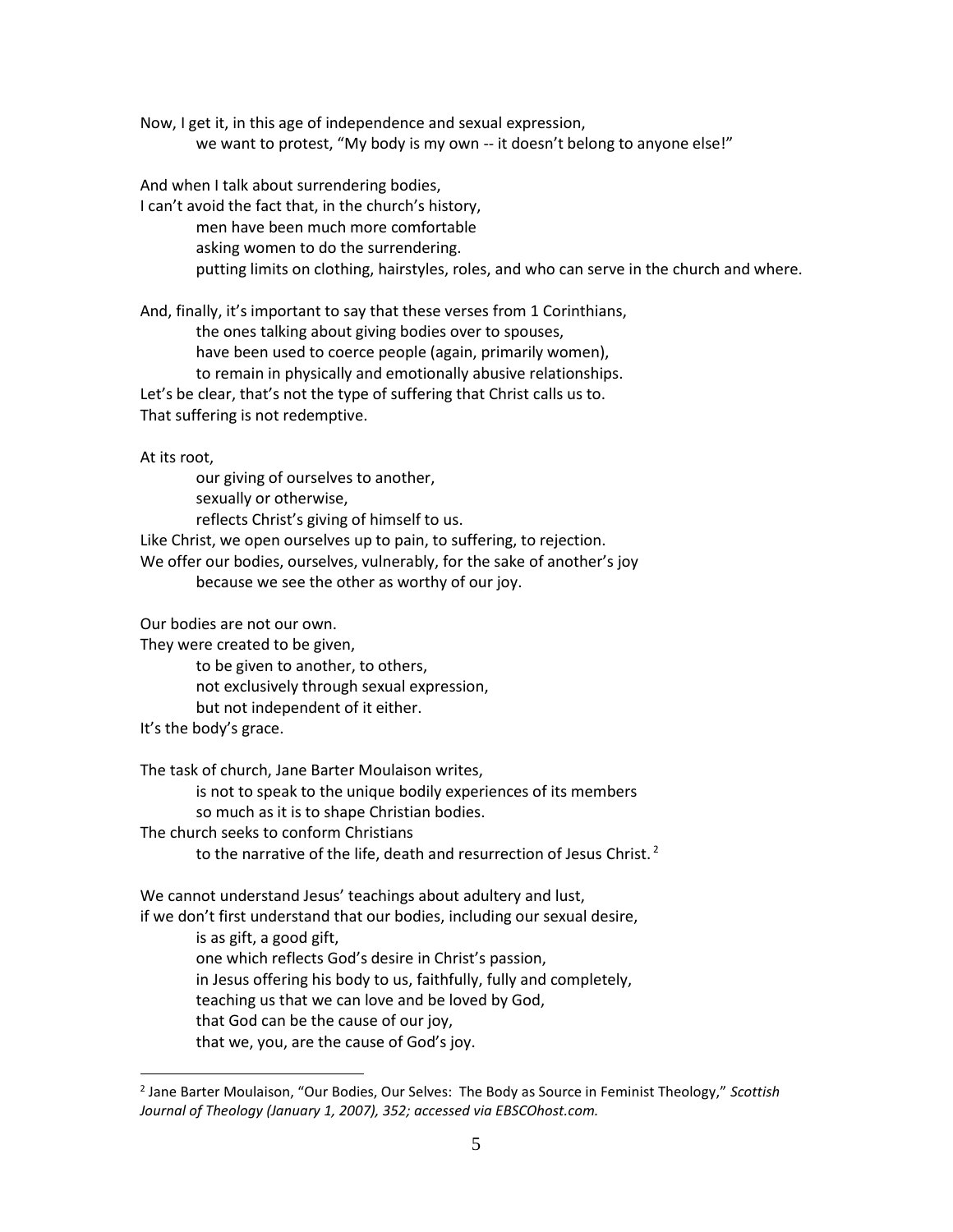Now, I get it, in this age of independence and sexual expression,
  we want to protest, "My body is my own -- it doesn't belong to anyone else!"

And when I talk about surrendering bodies,
I can't avoid the fact that, in the church's history,
  men have been much more comfortable
  asking women to do the surrendering.
  putting limits on clothing, hairstyles, roles, and who can serve in the church and where.

And, finally, it's important to say that these verses from 1 Corinthians,
  the ones talking about giving bodies over to spouses,
  have been used to coerce people (again, primarily women),
  to remain in physically and emotionally abusive relationships.
Let's be clear, that's not the type of suffering that Christ calls us to.
That suffering is not redemptive.

At its root,
  our giving of ourselves to another,
  sexually or otherwise,
  reflects Christ's giving of himself to us.
Like Christ, we open ourselves up to pain, to suffering, to rejection.
We offer our bodies, ourselves, vulnerably, for the sake of another's joy
  because we see the other as worthy of our joy.

Our bodies are not our own.
They were created to be given,
  to be given to another, to others,
  not exclusively through sexual expression,
  but not independent of it either.
It's the body's grace.

The task of church, Jane Barter Moulaison writes,
  is not to speak to the unique bodily experiences of its members
  so much as it is to shape Christian bodies.
The church seeks to conform Christians
  to the narrative of the life, death and resurrection of Jesus Christ.[2]

We cannot understand Jesus' teachings about adultery and lust,
if we don't first understand that our bodies, including our sexual desire,
  is as gift, a good gift,
  one which reflects God's desire in Christ's passion,
  in Jesus offering his body to us, faithfully, fully and completely,
  teaching us that we can love and be loved by God,
  that God can be the cause of our joy,
  that we, you, are the cause of God's joy.

---

[2] Jane Barter Moulaison, "Our Bodies, Our Selves: The Body as Source in Feminist Theology," *Scottish Journal of Theology (January 1, 2007), 352; accessed via EBSCOhost.com.*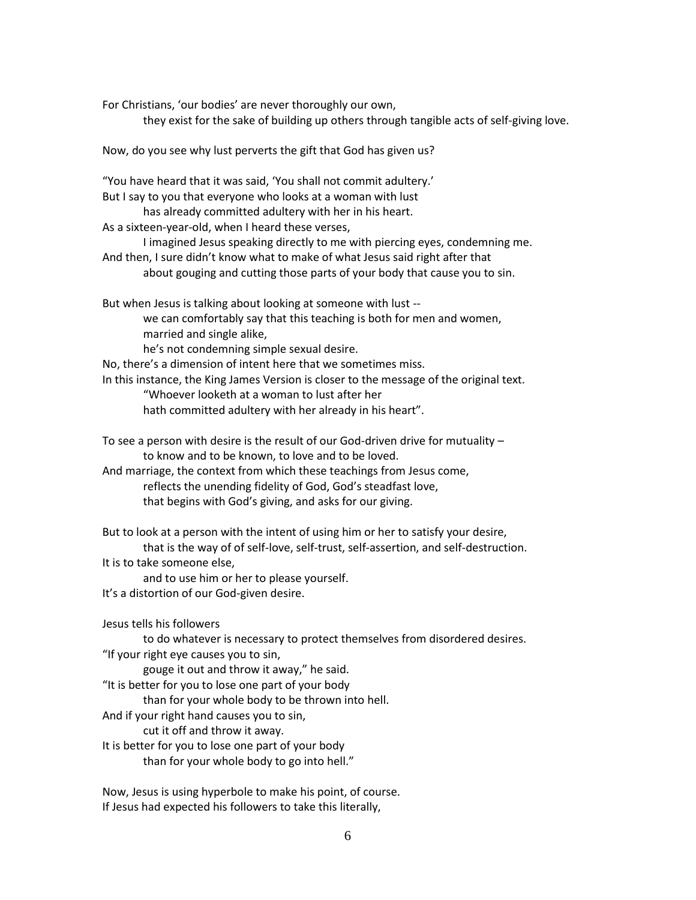For Christians, 'our bodies' are never thoroughly our own,
    they exist for the sake of building up others through tangible acts of self-giving love.

Now, do you see why lust perverts the gift that God has given us?

"You have heard that it was said, 'You shall not commit adultery.'
But I say to you that everyone who looks at a woman with lust
    has already committed adultery with her in his heart.
As a sixteen-year-old, when I heard these verses,
    I imagined Jesus speaking directly to me with piercing eyes, condemning me.
And then, I sure didn't know what to make of what Jesus said right after that
    about gouging and cutting those parts of your body that cause you to sin.

But when Jesus is talking about looking at someone with lust --
    we can comfortably say that this teaching is both for men and women,
    married and single alike,
    he's not condemning simple sexual desire.
No, there's a dimension of intent here that we sometimes miss.
In this instance, the King James Version is closer to the message of the original text.
    "Whoever looketh at a woman to lust after her
    hath committed adultery with her already in his heart".

To see a person with desire is the result of our God-driven drive for mutuality –
    to know and to be known, to love and to be loved.
And marriage, the context from which these teachings from Jesus come,
    reflects the unending fidelity of God, God's steadfast love,
    that begins with God's giving, and asks for our giving.

But to look at a person with the intent of using him or her to satisfy your desire,
    that is the way of of self-love, self-trust, self-assertion, and self-destruction.
It is to take someone else,
    and to use him or her to please yourself.
It's a distortion of our God-given desire.

Jesus tells his followers
    to do whatever is necessary to protect themselves from disordered desires.
"If your right eye causes you to sin,
    gouge it out and throw it away," he said.
"It is better for you to lose one part of your body
    than for your whole body to be thrown into hell.
And if your right hand causes you to sin,
    cut it off and throw it away.
It is better for you to lose one part of your body
    than for your whole body to go into hell."

Now, Jesus is using hyperbole to make his point, of course.
If Jesus had expected his followers to take this literally,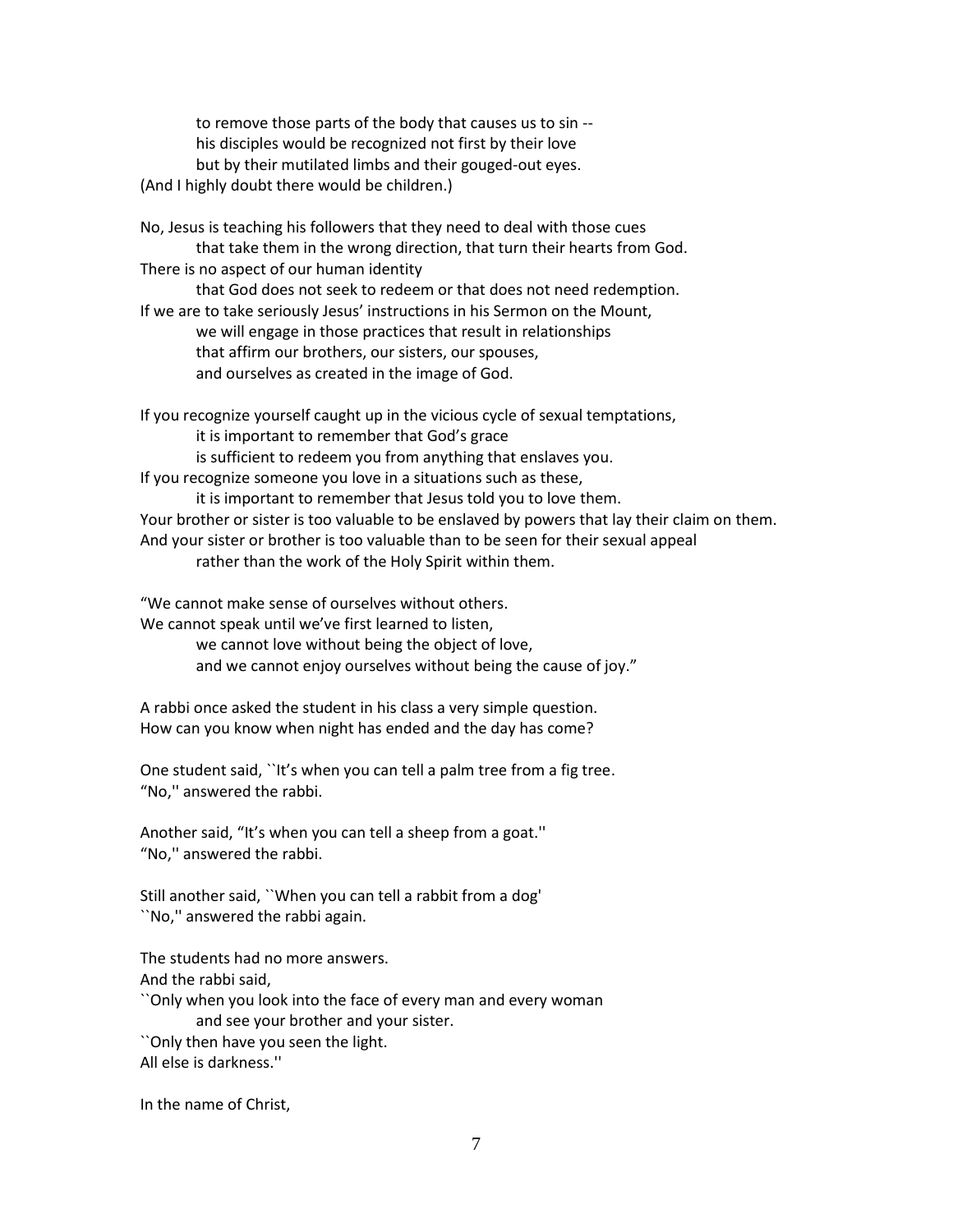to remove those parts of the body that causes us to sin --
his disciples would be recognized not first by their love
but by their mutilated limbs and their gouged-out eyes.
(And I highly doubt there would be children.)

No, Jesus is teaching his followers that they need to deal with those cues
that take them in the wrong direction, that turn their hearts from God.
There is no aspect of our human identity
that God does not seek to redeem or that does not need redemption.
If we are to take seriously Jesus' instructions in his Sermon on the Mount,
we will engage in those practices that result in relationships
that affirm our brothers, our sisters, our spouses,
and ourselves as created in the image of God.

If you recognize yourself caught up in the vicious cycle of sexual temptations,
it is important to remember that God's grace
is sufficient to redeem you from anything that enslaves you.
If you recognize someone you love in a situations such as these,
it is important to remember that Jesus told you to love them.
Your brother or sister is too valuable to be enslaved by powers that lay their claim on them.
And your sister or brother is too valuable than to be seen for their sexual appeal
rather than the work of the Holy Spirit within them.

"We cannot make sense of ourselves without others.
We cannot speak until we've first learned to listen,
we cannot love without being the object of love,
and we cannot enjoy ourselves without being the cause of joy."

A rabbi once asked the student in his class a very simple question.
How can you know when night has ended and the day has come?

One student said, ``It's when you can tell a palm tree from a fig tree.
"No,'' answered the rabbi.

Another said, "It's when you can tell a sheep from a goat.''
"No,'' answered the rabbi.

Still another said, ``When you can tell a rabbit from a dog'
``No,'' answered the rabbi again.

The students had no more answers.
And the rabbi said,
``Only when you look into the face of every man and every woman
and see your brother and your sister.
``Only then have you seen the light.
All else is darkness.''

In the name of Christ,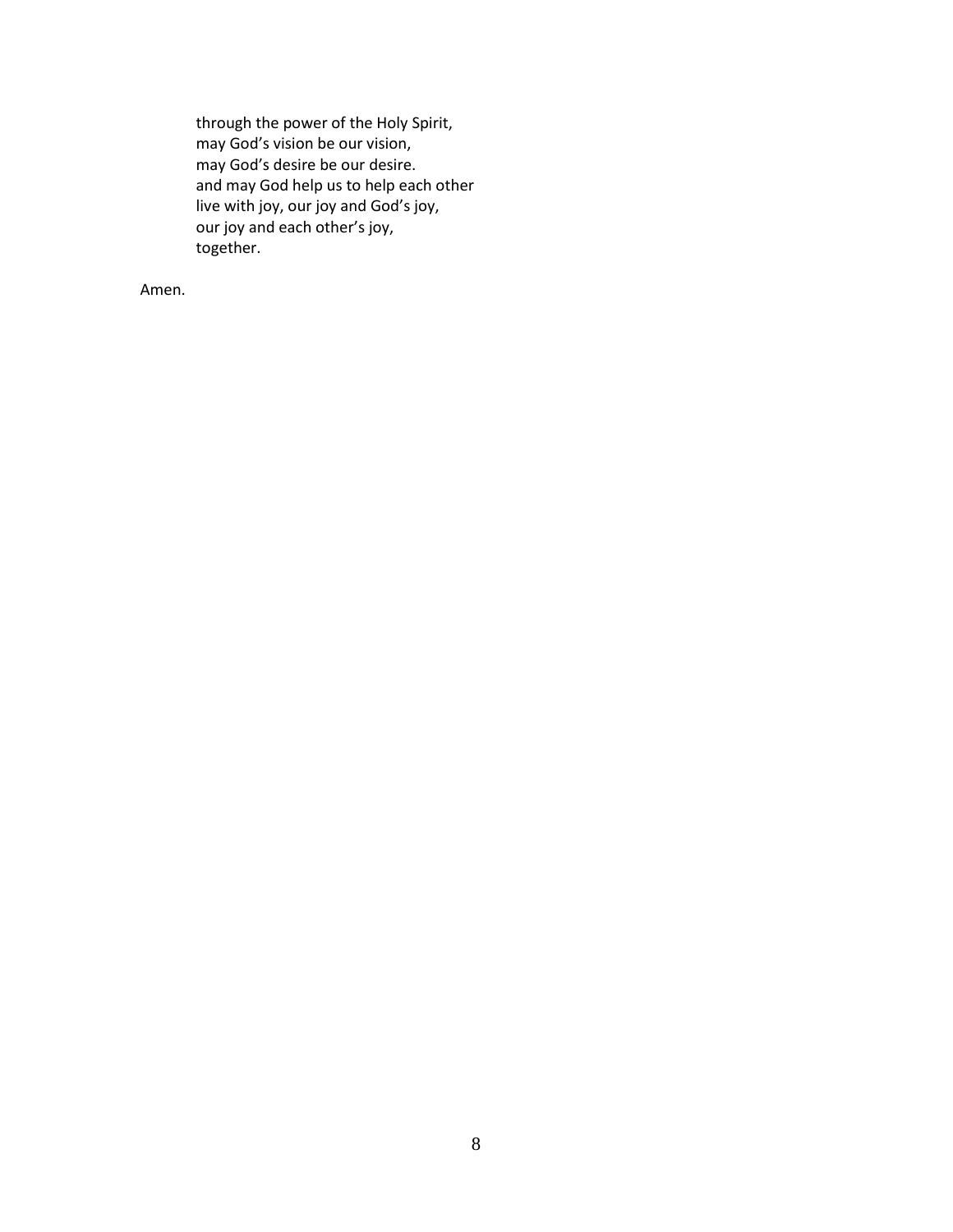through the power of the Holy Spirit,  
may God's vision be our vision,  
may God's desire be our desire.  
and may God help us to help each other  
live with joy, our joy and God's joy,  
our joy and each other's joy,  
together.

Amen.